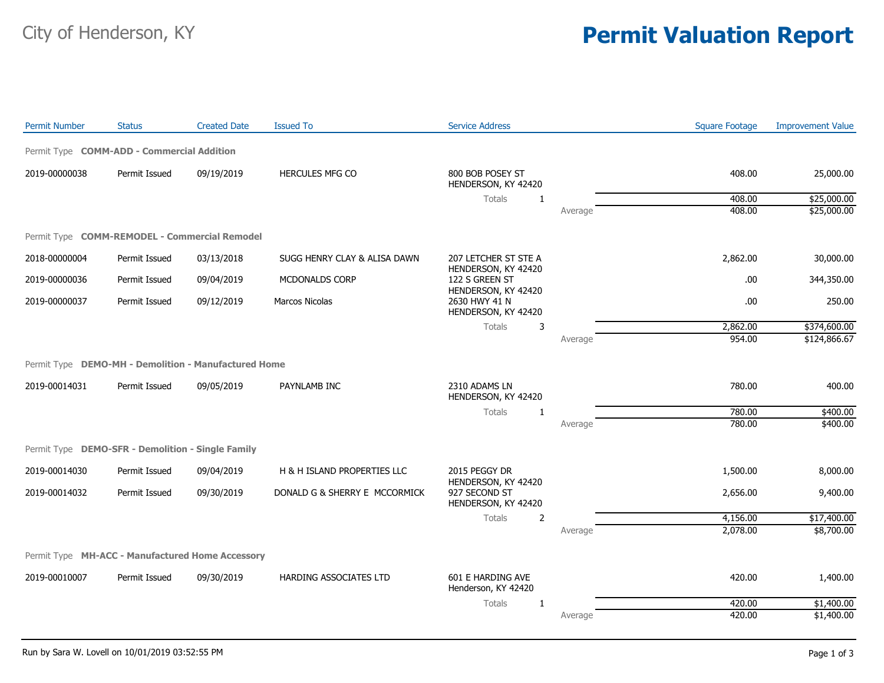# City of Henderson, KY

# Permit Valuation Report

| Permit Number | Status | Created Date | Issued To | Service Address | | Square Footage | Improvement Value |
|---|---|---|---|---|---|---|---|
| **Permit Type COMM-ADD - Commercial Addition** | | | | | | | |
| 2019-00000038 | Permit Issued | 09/19/2019 | HERCULES MFG CO | 800 BOB POSEY ST HENDERSON, KY 42420 | | 408.00 | 25,000.00 |
| | | | | Totals 1 | | 408.00 | $25,000.00 |
| | | | | | Average | 408.00 | $25,000.00 |
| **Permit Type COMM-REMODEL - Commercial Remodel** | | | | | | | |
| 2018-00000004 | Permit Issued | 03/13/2018 | SUGG HENRY CLAY & ALISA DAWN | 207 LETCHER ST STE A HENDERSON, KY 42420 | | 2,862.00 | 30,000.00 |
| 2019-00000036 | Permit Issued | 09/04/2019 | MCDONALDS CORP | 122 S GREEN ST HENDERSON, KY 42420 | | .00 | 344,350.00 |
| 2019-00000037 | Permit Issued | 09/12/2019 | Marcos Nicolas | 2630 HWY 41 N HENDERSON, KY 42420 | | .00 | 250.00 |
| | | | | Totals 3 | | 2,862.00 | $374,600.00 |
| | | | | | Average | 954.00 | $124,866.67 |
| **Permit Type DEMO-MH - Demolition - Manufactured Home** | | | | | | | |
| 2019-00014031 | Permit Issued | 09/05/2019 | PAYNLAMB INC | 2310 ADAMS LN HENDERSON, KY 42420 | | 780.00 | 400.00 |
| | | | | Totals 1 | | 780.00 | $400.00 |
| | | | | | Average | 780.00 | $400.00 |
| **Permit Type DEMO-SFR - Demolition - Single Family** | | | | | | | |
| 2019-00014030 | Permit Issued | 09/04/2019 | H & H ISLAND PROPERTIES LLC | 2015 PEGGY DR HENDERSON, KY 42420 | | 1,500.00 | 8,000.00 |
| 2019-00014032 | Permit Issued | 09/30/2019 | DONALD G & SHERRY E MCCORMICK | 927 SECOND ST HENDERSON, KY 42420 | | 2,656.00 | 9,400.00 |
| | | | | Totals 2 | | 4,156.00 | $17,400.00 |
| | | | | | Average | 2,078.00 | $8,700.00 |
| **Permit Type MH-ACC - Manufactured Home Accessory** | | | | | | | |
| 2019-00010007 | Permit Issued | 09/30/2019 | HARDING ASSOCIATES LTD | 601 E HARDING AVE Henderson, KY 42420 | | 420.00 | 1,400.00 |
| | | | | Totals 1 | | 420.00 | $1,400.00 |
| | | | | | Average | 420.00 | $1,400.00 |

Run by Sara W. Lovell on 10/01/2019 03:52:55 PM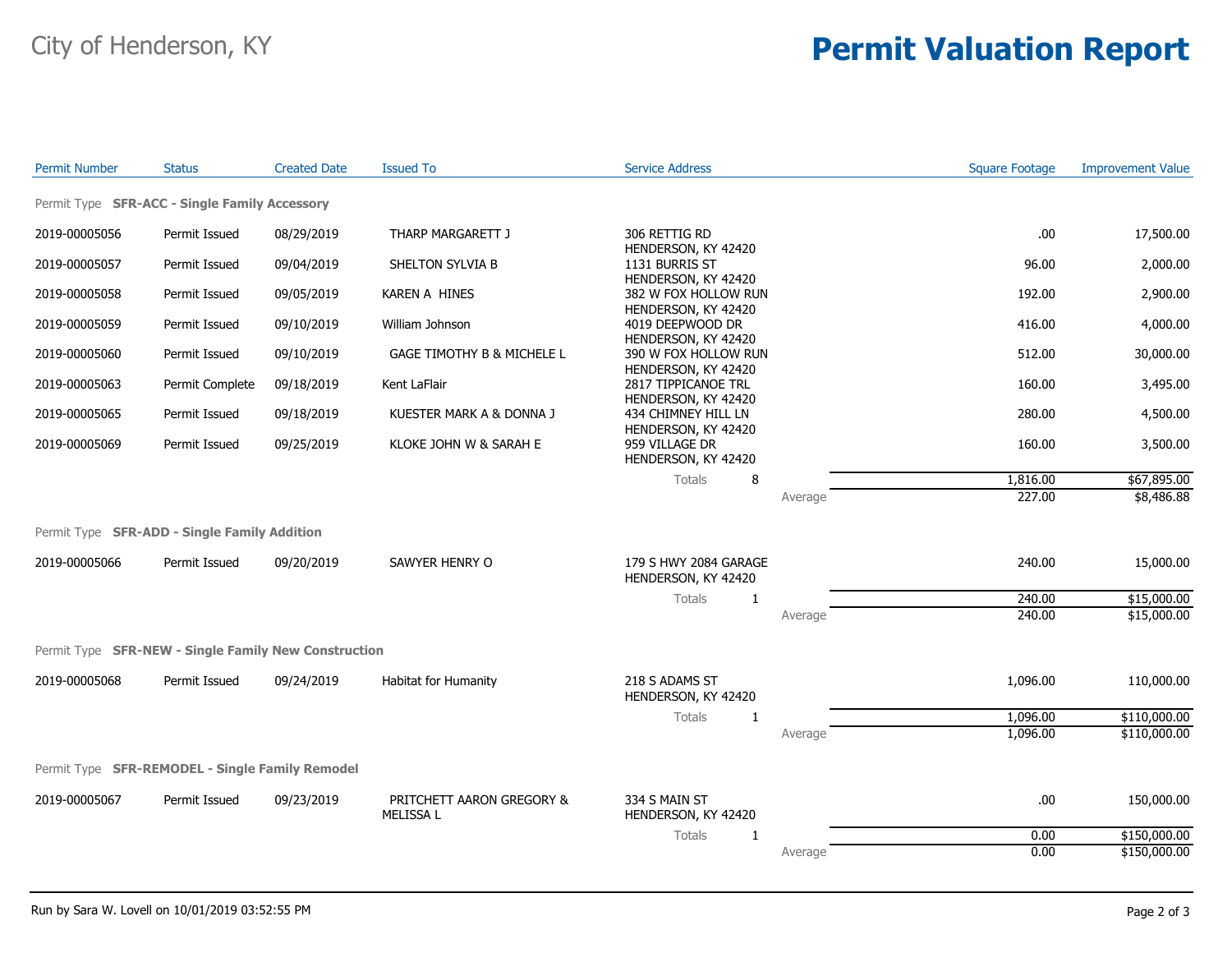# City of Henderson, KY

# Permit Valuation Report

| Permit Number | Status | Created Date | Issued To | Service Address | | Square Footage | Improvement Value |
|---|---|---|---|---|---|---|---|
| **Permit Type SFR-ACC - Single Family Accessory** | | | | | | | |
| 2019-00005056 | Permit Issued | 08/29/2019 | THARP MARGARETT J | 306 RETTIG RD HENDERSON, KY 42420 | | .00 | 17,500.00 |
| 2019-00005057 | Permit Issued | 09/04/2019 | SHELTON SYLVIA B | 1131 BURRIS ST HENDERSON, KY 42420 | | 96.00 | 2,000.00 |
| 2019-00005058 | Permit Issued | 09/05/2019 | KAREN A HINES | 382 W FOX HOLLOW RUN HENDERSON, KY 42420 | | 192.00 | 2,900.00 |
| 2019-00005059 | Permit Issued | 09/10/2019 | William Johnson | 4019 DEEPWOOD DR HENDERSON, KY 42420 | | 416.00 | 4,000.00 |
| 2019-00005060 | Permit Issued | 09/10/2019 | GAGE TIMOTHY B & MICHELE L | 390 W FOX HOLLOW RUN HENDERSON, KY 42420 | | 512.00 | 30,000.00 |
| 2019-00005063 | Permit Complete | 09/18/2019 | Kent LaFlair | 2817 TIPPICANOE TRL HENDERSON, KY 42420 | | 160.00 | 3,495.00 |
| 2019-00005065 | Permit Issued | 09/18/2019 | KUESTER MARK A & DONNA J | 434 CHIMNEY HILL LN HENDERSON, KY 42420 | | 280.00 | 4,500.00 |
| 2019-00005069 | Permit Issued | 09/25/2019 | KLOKE JOHN W & SARAH E | 959 VILLAGE DR HENDERSON, KY 42420 | | 160.00 | 3,500.00 |
| | | | | Totals | 8 | 1,816.00 | $67,895.00 |
| | | | | | Average | 227.00 | $8,486.88 |
| **Permit Type SFR-ADD - Single Family Addition** | | | | | | | |
| 2019-00005066 | Permit Issued | 09/20/2019 | SAWYER HENRY O | 179 S HWY 2084 GARAGE HENDERSON, KY 42420 | | 240.00 | 15,000.00 |
| | | | | Totals | 1 | 240.00 | $15,000.00 |
| | | | | | Average | 240.00 | $15,000.00 |
| **Permit Type SFR-NEW - Single Family New Construction** | | | | | | | |
| 2019-00005068 | Permit Issued | 09/24/2019 | Habitat for Humanity | 218 S ADAMS ST HENDERSON, KY 42420 | | 1,096.00 | 110,000.00 |
| | | | | Totals | 1 | 1,096.00 | $110,000.00 |
| | | | | | Average | 1,096.00 | $110,000.00 |
| **Permit Type SFR-REMODEL - Single Family Remodel** | | | | | | | |
| 2019-00005067 | Permit Issued | 09/23/2019 | PRITCHETT AARON GREGORY & MELISSA L | 334 S MAIN ST HENDERSON, KY 42420 | | .00 | 150,000.00 |
| | | | | Totals | 1 | 0.00 | $150,000.00 |
| | | | | | Average | 0.00 | $150,000.00 |

Run by Sara W. Lovell on 10/01/2019 03:52:55 PM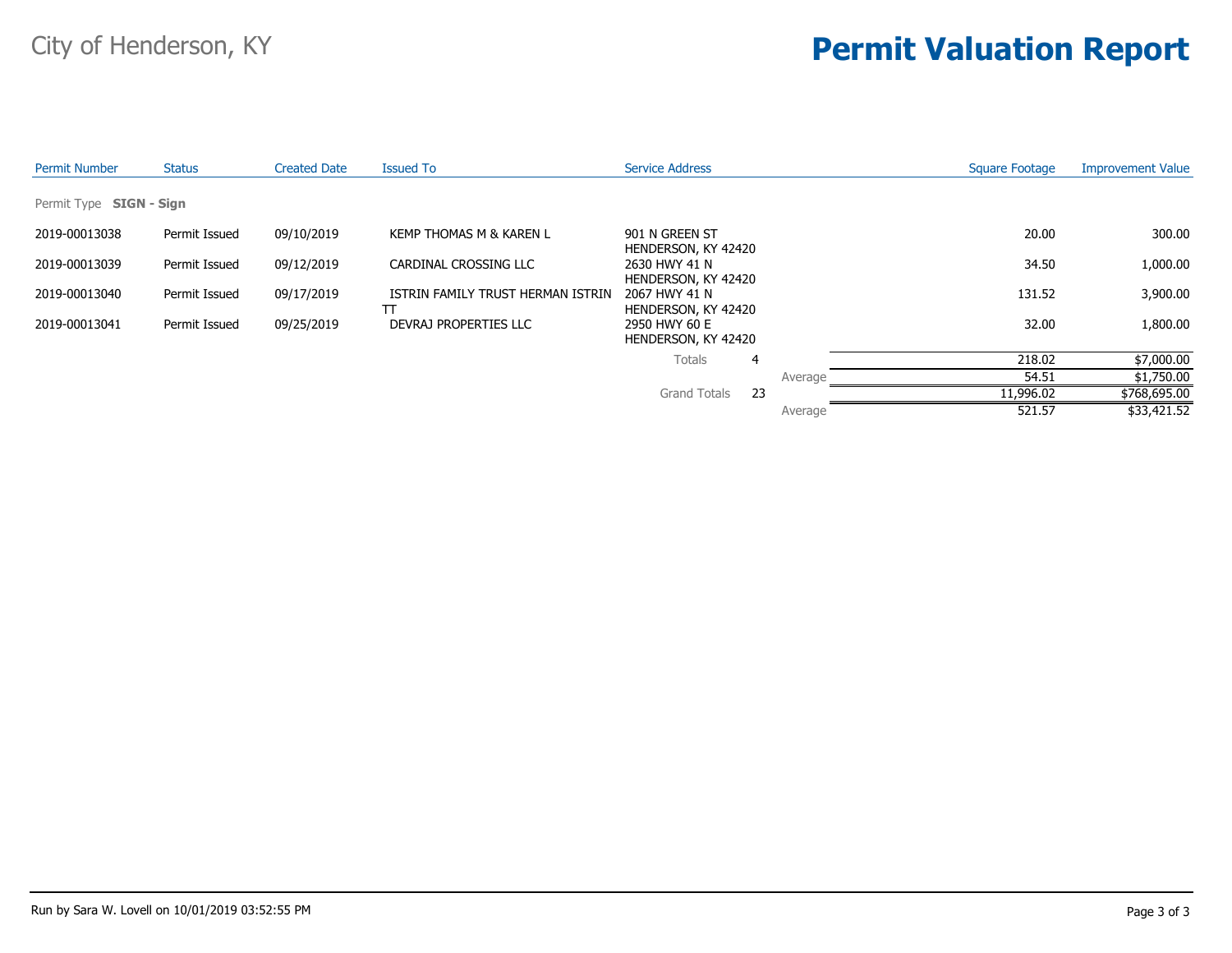City of Henderson, KY

# Permit Valuation Report

| Permit Number | Status | Created Date | Issued To | Service Address | | | Square Footage | Improvement Value |
|---|---|---|---|---|---|---|---|---|
| Permit Type **SIGN - Sign** | | | | | | | | |
| 2019-00013038 | Permit Issued | 09/10/2019 | KEMP THOMAS M & KAREN L | 901 N GREEN ST HENDERSON, KY 42420 | | | 20.00 | 300.00 |
| 2019-00013039 | Permit Issued | 09/12/2019 | CARDINAL CROSSING LLC | 2630 HWY 41 N HENDERSON, KY 42420 | | | 34.50 | 1,000.00 |
| 2019-00013040 | Permit Issued | 09/17/2019 | ISTRIN FAMILY TRUST HERMAN ISTRIN TT | 2067 HWY 41 N HENDERSON, KY 42420 | | | 131.52 | 3,900.00 |
| 2019-00013041 | Permit Issued | 09/25/2019 | DEVRAJ PROPERTIES LLC | 2950 HWY 60 E HENDERSON, KY 42420 | | | 32.00 | 1,800.00 |
| | | | | Totals | 4 | | 218.02 | $7,000.00 |
| | | | | | | Average | 54.51 | $1,750.00 |
| | | | | Grand Totals | 23 | | 11,996.02 | $768,695.00 |
| | | | | | | Average | 521.57 | $33,421.52 |

Run by Sara W. Lovell on 10/01/2019 03:52:55 PM